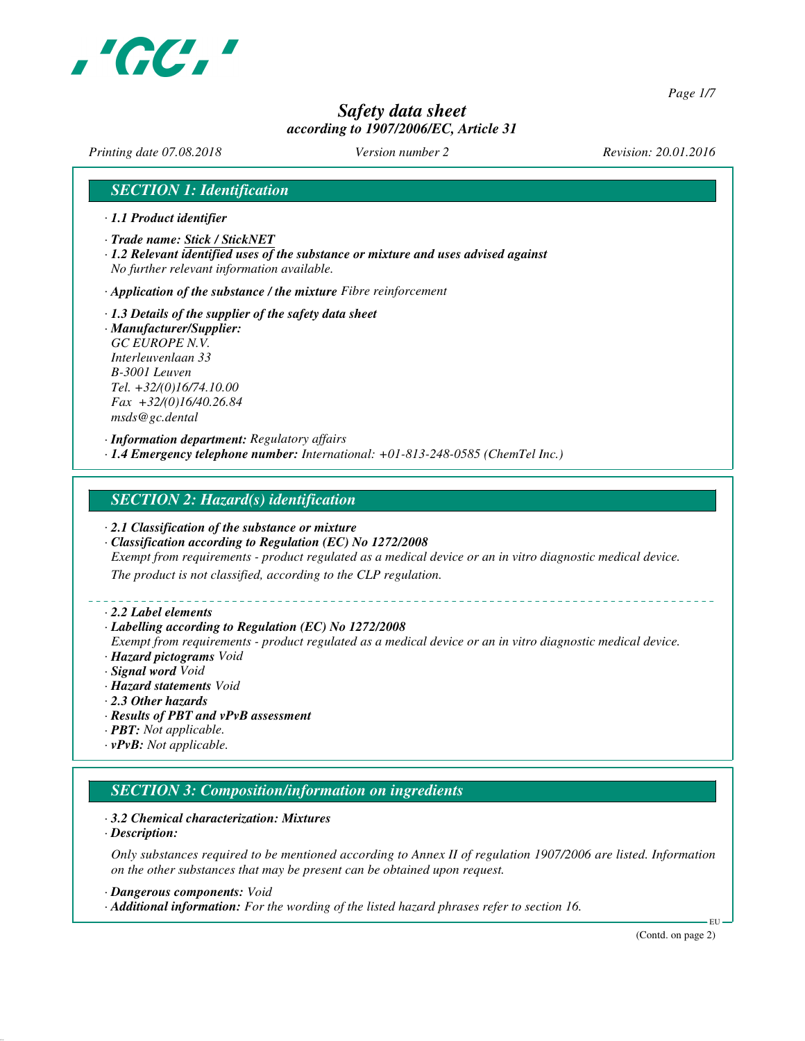# Safety data sheet
*according to 1907/2006/EC, Article 31*

*Printing date 07.08.2018* *Version number 2* *Revision: 20.01.2016*

## SECTION 1: Identification

· **1.1 Product identifier**

· **Trade name: Stick / StickNET**

· **1.2 Relevant identified uses of the substance or mixture and uses advised against**
No further relevant information available.

· **Application of the substance / the mixture** Fibre reinforcement

· **1.3 Details of the supplier of the safety data sheet**

· **Manufacturer/Supplier:**
GC EUROPE N.V.
Interleuvenlaan 33
B-3001 Leuven
Tel. +32/(0)16/74.10.00
Fax +32/(0)16/40.26.84
msds@gc.dental

· **Information department:** Regulatory affairs

· **1.4 Emergency telephone number:** International: +01-813-248-0585 (ChemTel Inc.)

## SECTION 2: Hazard(s) identification

· **2.1 Classification of the substance or mixture**

· **Classification according to Regulation (EC) No 1272/2008**
Exempt from requirements - product regulated as a medical device or an in vitro diagnostic medical device.
The product is not classified, according to the CLP regulation.

· **2.2 Label elements**

· **Labelling according to Regulation (EC) No 1272/2008**
Exempt from requirements - product regulated as a medical device or an in vitro diagnostic medical device.

· **Hazard pictograms** Void

· **Signal word** Void

· **Hazard statements** Void

· **2.3 Other hazards**

· **Results of PBT and vPvB assessment**

· **PBT:** Not applicable.

· **vPvB:** Not applicable.

## SECTION 3: Composition/information on ingredients

· **3.2 Chemical characterization: Mixtures**

· **Description:**

Only substances required to be mentioned according to Annex II of regulation 1907/2006 are listed. Information on the other substances that may be present can be obtained upon request.

· **Dangerous components:** Void

· **Additional information:** For the wording of the listed hazard phrases refer to section 16.

(Contd. on page 2)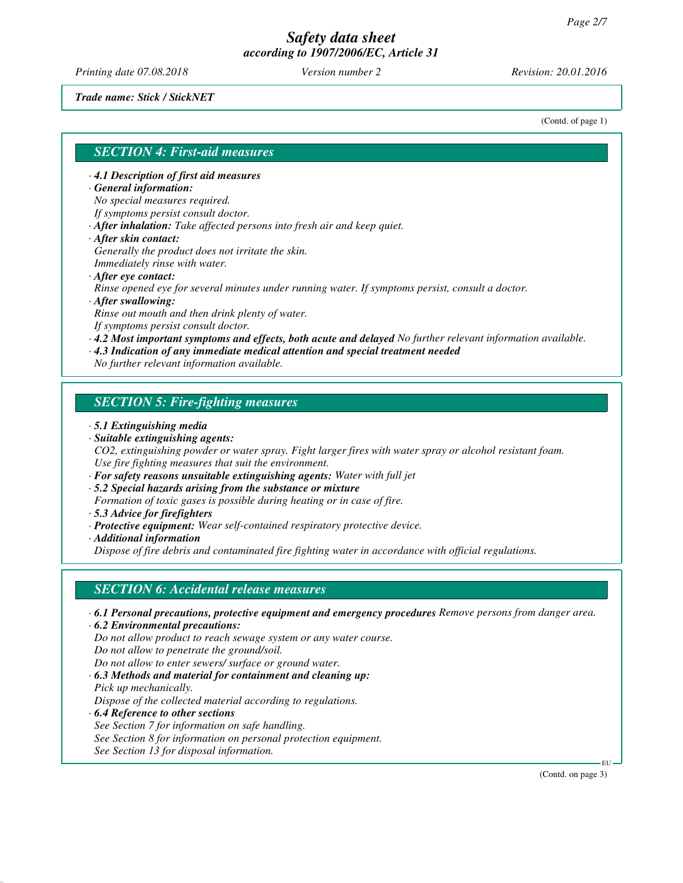*Trade name: Stick / StickNET*

(Contd. of page 1)

## SECTION 4: First-aid measures

· **4.1 Description of first aid measures**
· **General information:**
No special measures required.
If symptoms persist consult doctor.
· **After inhalation:** Take affected persons into fresh air and keep quiet.
· **After skin contact:**
Generally the product does not irritate the skin.
Immediately rinse with water.
· **After eye contact:**
Rinse opened eye for several minutes under running water. If symptoms persist, consult a doctor.
· **After swallowing:**
Rinse out mouth and then drink plenty of water.
If symptoms persist consult doctor.
· **4.2 Most important symptoms and effects, both acute and delayed** No further relevant information available.
· **4.3 Indication of any immediate medical attention and special treatment needed**
No further relevant information available.

## SECTION 5: Fire-fighting measures

· **5.1 Extinguishing media**
· **Suitable extinguishing agents:**
$CO_2$, extinguishing powder or water spray. Fight larger fires with water spray or alcohol resistant foam.
Use fire fighting measures that suit the environment.
· **For safety reasons unsuitable extinguishing agents:** Water with full jet
· **5.2 Special hazards arising from the substance or mixture**
Formation of toxic gases is possible during heating or in case of fire.
· **5.3 Advice for firefighters**
· **Protective equipment:** Wear self-contained respiratory protective device.
· **Additional information**
Dispose of fire debris and contaminated fire fighting water in accordance with official regulations.

## SECTION 6: Accidental release measures

· **6.1 Personal precautions, protective equipment and emergency procedures** Remove persons from danger area.
· **6.2 Environmental precautions:**
Do not allow product to reach sewage system or any water course.
Do not allow to penetrate the ground/soil.
Do not allow to enter sewers/ surface or ground water.
· **6.3 Methods and material for containment and cleaning up:**
Pick up mechanically.
Dispose of the collected material according to regulations.
· **6.4 Reference to other sections**
See Section 7 for information on safe handling.
See Section 8 for information on personal protection equipment.
See Section 13 for disposal information.

(Contd. on page 3)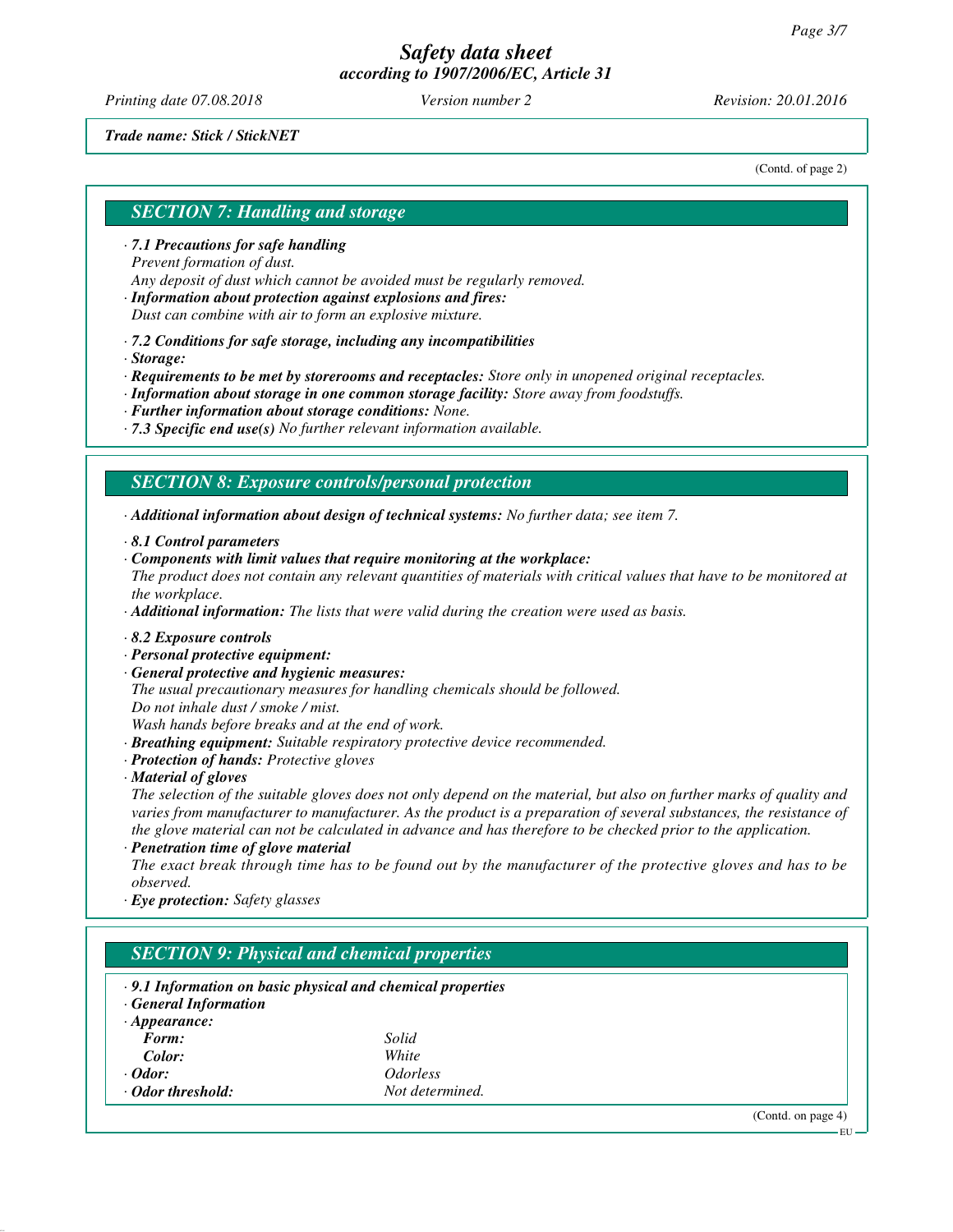*Trade name: Stick / StickNET*

(Contd. of page 2)

## SECTION 7: Handling and storage

· **7.1 Precautions for safe handling**
Prevent formation of dust.
Any deposit of dust which cannot be avoided must be regularly removed.
· **Information about protection against explosions and fires:**
Dust can combine with air to form an explosive mixture.

· **7.2 Conditions for safe storage, including any incompatibilities**
· **Storage:**
· **Requirements to be met by storerooms and receptacles:** Store only in unopened original receptacles.
· **Information about storage in one common storage facility:** Store away from foodstuffs.
· **Further information about storage conditions:** None.
· **7.3 Specific end use(s)** No further relevant information available.

## SECTION 8: Exposure controls/personal protection

· **Additional information about design of technical systems:** No further data; see item 7.

· **8.1 Control parameters**
· **Components with limit values that require monitoring at the workplace:**
The product does not contain any relevant quantities of materials with critical values that have to be monitored at the workplace.
· **Additional information:** The lists that were valid during the creation were used as basis.

· **8.2 Exposure controls**
· **Personal protective equipment:**
· **General protective and hygienic measures:**
The usual precautionary measures for handling chemicals should be followed.
Do not inhale dust / smoke / mist.
Wash hands before breaks and at the end of work.
· **Breathing equipment:** Suitable respiratory protective device recommended.
· **Protection of hands:** Protective gloves
· **Material of gloves**
The selection of the suitable gloves does not only depend on the material, but also on further marks of quality and varies from manufacturer to manufacturer. As the product is a preparation of several substances, the resistance of the glove material can not be calculated in advance and has therefore to be checked prior to the application.
· **Penetration time of glove material**
The exact break through time has to be found out by the manufacturer of the protective gloves and has to be observed.
· **Eye protection:** Safety glasses

## SECTION 9: Physical and chemical properties

· **9.1 Information on basic physical and chemical properties**
· **General Information**

| | |
|---|---|
| · **Appearance:** | |
| **Form:** | Solid |
| **Color:** | White |
| · **Odor:** | Odorless |
| · **Odor threshold:** | Not determined. |

(Contd. on page 4)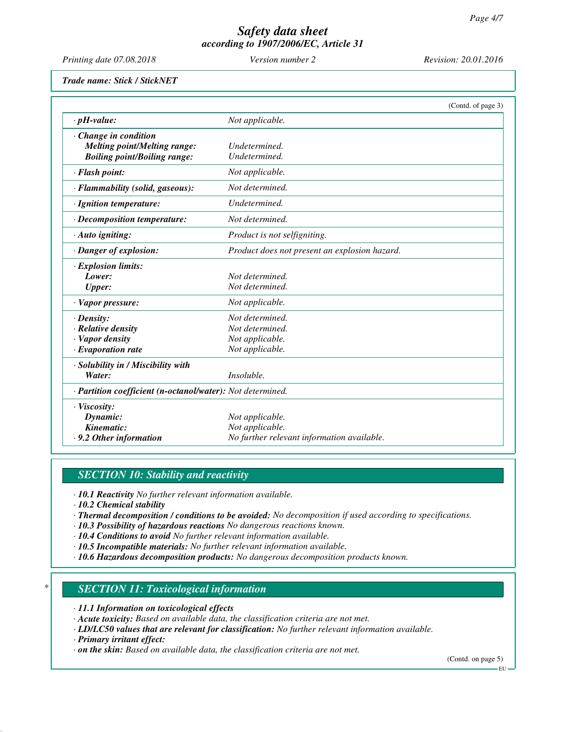Trade name: Stick / StickNET

(Contd. of page 3)

| | |
|---|---|
| · **pH-value:** | Not applicable. |
| · **Change in condition** | |
| **Melting point/Melting range:** | Undetermined. |
| **Boiling point/Boiling range:** | Undetermined. |
| · **Flash point:** | Not applicable. |
| · **Flammability (solid, gaseous):** | Not determined. |
| · **Ignition temperature:** | Undetermined. |
| · **Decomposition temperature:** | Not determined. |
| · **Auto igniting:** | Product is not selfigniting. |
| · **Danger of explosion:** | Product does not present an explosion hazard. |
| · **Explosion limits:** | |
| **Lower:** | Not determined. |
| **Upper:** | Not determined. |
| · **Vapor pressure:** | Not applicable. |
| · **Density:** | Not determined. |
| · **Relative density** | Not determined. |
| · **Vapor density** | Not applicable. |
| · **Evaporation rate** | Not applicable. |
| · **Solubility in / Miscibility with** | |
| **Water:** | Insoluble. |
| · **Partition coefficient (n-octanol/water):** | Not determined. |
| · **Viscosity:** | |
| **Dynamic:** | Not applicable. |
| **Kinematic:** | Not applicable. |
| · **9.2 Other information** | No further relevant information available. |

## SECTION 10: Stability and reactivity

· **10.1 Reactivity** No further relevant information available.
· **10.2 Chemical stability**
· **Thermal decomposition / conditions to be avoided:** No decomposition if used according to specifications.
· **10.3 Possibility of hazardous reactions** No dangerous reactions known.
· **10.4 Conditions to avoid** No further relevant information available.
· **10.5 Incompatible materials:** No further relevant information available.
· **10.6 Hazardous decomposition products:** No dangerous decomposition products known.

## SECTION 11: Toxicological information

· **11.1 Information on toxicological effects**
· **Acute toxicity:** Based on available data, the classification criteria are not met.
· **LD/LC50 values that are relevant for classification:** No further relevant information available.
· **Primary irritant effect:**
· **on the skin:** Based on available data, the classification criteria are not met.

(Contd. on page 5)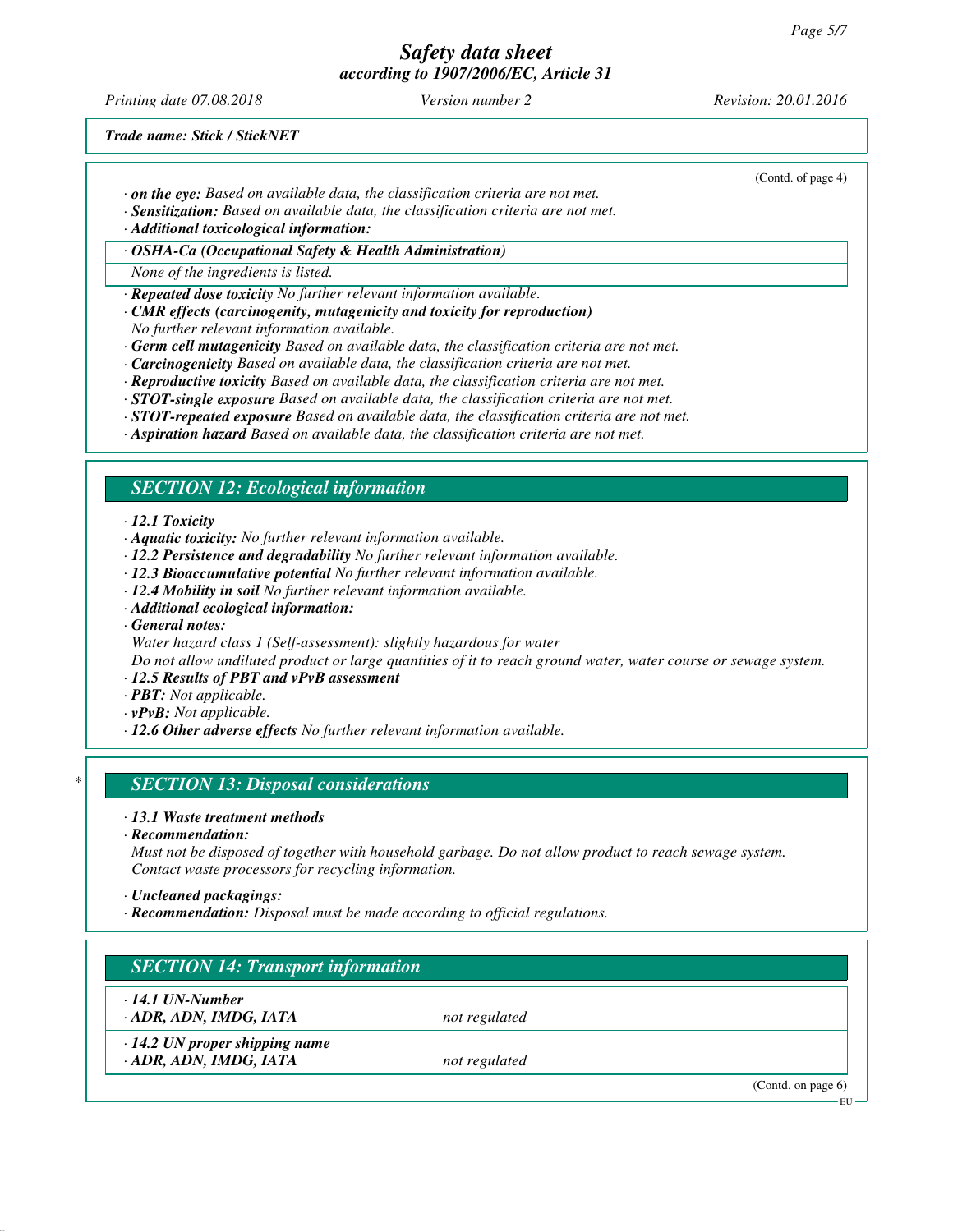(Contd. of page 4)

· **on the eye:** Based on available data, the classification criteria are not met.
· **Sensitization:** Based on available data, the classification criteria are not met.
· **Additional toxicological information:**

· **OSHA-Ca (Occupational Safety & Health Administration)**

None of the ingredients is listed.

· **Repeated dose toxicity** No further relevant information available.
· **CMR effects (carcinogenity, mutagenicity and toxicity for reproduction)**
No further relevant information available.
· **Germ cell mutagenicity** Based on available data, the classification criteria are not met.
· **Carcinogenicity** Based on available data, the classification criteria are not met.
· **Reproductive toxicity** Based on available data, the classification criteria are not met.
· **STOT-single exposure** Based on available data, the classification criteria are not met.
· **STOT-repeated exposure** Based on available data, the classification criteria are not met.
· **Aspiration hazard** Based on available data, the classification criteria are not met.

## SECTION 12: Ecological information

· **12.1 Toxicity**
· **Aquatic toxicity:** No further relevant information available.
· **12.2 Persistence and degradability** No further relevant information available.
· **12.3 Bioaccumulative potential** No further relevant information available.
· **12.4 Mobility in soil** No further relevant information available.
· **Additional ecological information:**
· **General notes:**
Water hazard class 1 (Self-assessment): slightly hazardous for water
Do not allow undiluted product or large quantities of it to reach ground water, water course or sewage system.
· **12.5 Results of PBT and vPvB assessment**
· **PBT:** Not applicable.
· **vPvB:** Not applicable.
· **12.6 Other adverse effects** No further relevant information available.

## * SECTION 13: Disposal considerations

· **13.1 Waste treatment methods**
· **Recommendation:**
Must not be disposed of together with household garbage. Do not allow product to reach sewage system.
Contact waste processors for recycling information.

· **Uncleaned packagings:**
· **Recommendation:** Disposal must be made according to official regulations.

## SECTION 14: Transport information

| | |
|---|---|
| · **14.1 UN-Number** | |
| · **ADR, ADN, IMDG, IATA** | not regulated |
| · **14.2 UN proper shipping name** | |
| · **ADR, ADN, IMDG, IATA** | not regulated |

(Contd. on page 6)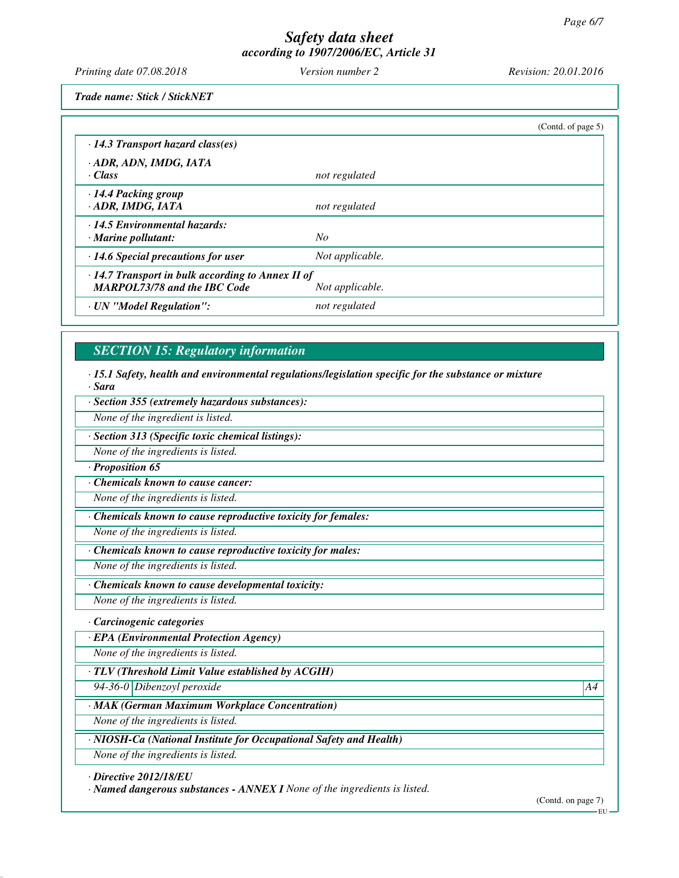*Trade name: Stick / StickNET*

(Contd. of page 5)

| | |
|---|---|
| **· 14.3 Transport hazard class(es)** | |
| **· ADR, ADN, IMDG, IATA** | |
| **· Class** | not regulated |
| **· 14.4 Packing group** | |
| **· ADR, IMDG, IATA** | not regulated |
| **· 14.5 Environmental hazards:** | |
| **· Marine pollutant:** | No |
| **· 14.6 Special precautions for user** | Not applicable. |
| **· 14.7 Transport in bulk according to Annex II of MARPOL73/78 and the IBC Code** | Not applicable. |
| **· UN "Model Regulation":** | not regulated |

## SECTION 15: Regulatory information

**· 15.1 Safety, health and environmental regulations/legislation specific for the substance or mixture**

**· Sara**

**· Section 355 (extremely hazardous substances):**

None of the ingredient is listed.

**· Section 313 (Specific toxic chemical listings):**

None of the ingredients is listed.

**· Proposition 65**

**· Chemicals known to cause cancer:**

None of the ingredients is listed.

**· Chemicals known to cause reproductive toxicity for females:**

None of the ingredients is listed.

**· Chemicals known to cause reproductive toxicity for males:**

None of the ingredients is listed.

**· Chemicals known to cause developmental toxicity:**

None of the ingredients is listed.

**· Carcinogenic categories**

**· EPA (Environmental Protection Agency)**

None of the ingredients is listed.

**· TLV (Threshold Limit Value established by ACGIH)**

| | | |
|---|---|---|
| 94-36-0 | Dibenzoyl peroxide | A4 |

**· MAK (German Maximum Workplace Concentration)**

None of the ingredients is listed.

**· NIOSH-Ca (National Institute for Occupational Safety and Health)**

None of the ingredients is listed.

**· Directive 2012/18/EU**

**· Named dangerous substances - ANNEX I** None of the ingredients is listed.

(Contd. on page 7)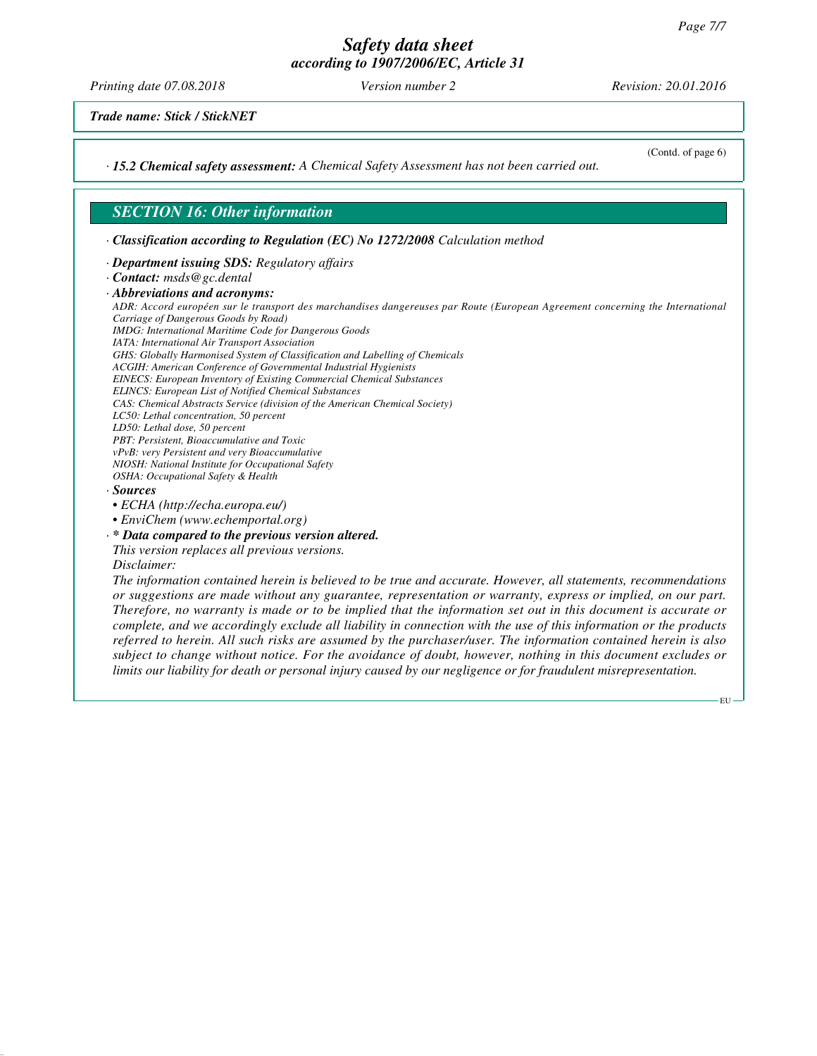*Trade name: Stick / StickNET*

(Contd. of page 6)

· ***15.2 Chemical safety assessment:*** *A Chemical Safety Assessment has not been carried out.*

## *SECTION 16: Other information*

· ***Classification according to Regulation (EC) No 1272/2008*** *Calculation method*

· ***Department issuing SDS:*** *Regulatory affairs*

· ***Contact:*** *msds@gc.dental*

· ***Abbreviations and acronyms:***

*ADR: Accord européen sur le transport des marchandises dangereuses par Route (European Agreement concerning the International Carriage of Dangerous Goods by Road)*
*IMDG: International Maritime Code for Dangerous Goods*
*IATA: International Air Transport Association*
*GHS: Globally Harmonised System of Classification and Labelling of Chemicals*
*ACGIH: American Conference of Governmental Industrial Hygienists*
*EINECS: European Inventory of Existing Commercial Chemical Substances*
*ELINCS: European List of Notified Chemical Substances*
*CAS: Chemical Abstracts Service (division of the American Chemical Society)*
*LC50: Lethal concentration, 50 percent*
*LD50: Lethal dose, 50 percent*
*PBT: Persistent, Bioaccumulative and Toxic*
*vPvB: very Persistent and very Bioaccumulative*
*NIOSH: National Institute for Occupational Safety*
*OSHA: Occupational Safety & Health*

· ***Sources***

- *ECHA (http://echa.europa.eu/)*
- *EnviChem (www.echemportal.org)*

· ***\* Data compared to the previous version altered.***

*This version replaces all previous versions.*

*Disclaimer:*

*The information contained herein is believed to be true and accurate. However, all statements, recommendations or suggestions are made without any guarantee, representation or warranty, express or implied, on our part. Therefore, no warranty is made or to be implied that the information set out in this document is accurate or complete, and we accordingly exclude all liability in connection with the use of this information or the products referred to herein. All such risks are assumed by the purchaser/user. The information contained herein is also subject to change without notice. For the avoidance of doubt, however, nothing in this document excludes or limits our liability for death or personal injury caused by our negligence or for fraudulent misrepresentation.*

EU